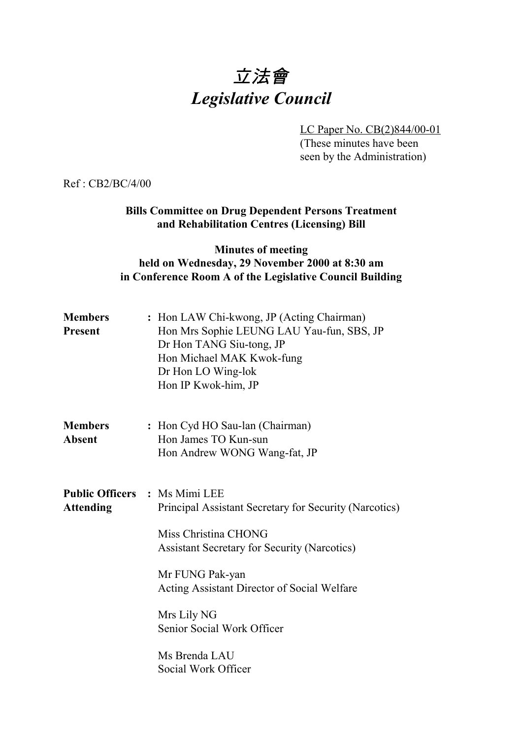# *立法會*
# *Legislative Council*

LC Paper No. CB(2)844/00-01
(These minutes have been seen by the Administration)

Ref : CB2/BC/4/00

**Bills Committee on Drug Dependent Persons Treatment and Rehabilitation Centres (Licensing) Bill**

**Minutes of meeting held on Wednesday, 29 November 2000 at 8:30 am in Conference Room A of the Legislative Council Building**

**Members Present** : Hon LAW Chi-kwong, JP (Acting Chairman)
Hon Mrs Sophie LEUNG LAU Yau-fun, SBS, JP
Dr Hon TANG Siu-tong, JP
Hon Michael MAK Kwok-fung
Dr Hon LO Wing-lok
Hon IP Kwok-him, JP

**Members Absent** : Hon Cyd HO Sau-lan (Chairman)
Hon James TO Kun-sun
Hon Andrew WONG Wang-fat, JP

**Public Officers Attending** : Ms Mimi LEE
Principal Assistant Secretary for Security (Narcotics)

Miss Christina CHONG
Assistant Secretary for Security (Narcotics)

Mr FUNG Pak-yan
Acting Assistant Director of Social Welfare

Mrs Lily NG
Senior Social Work Officer

Ms Brenda LAU
Social Work Officer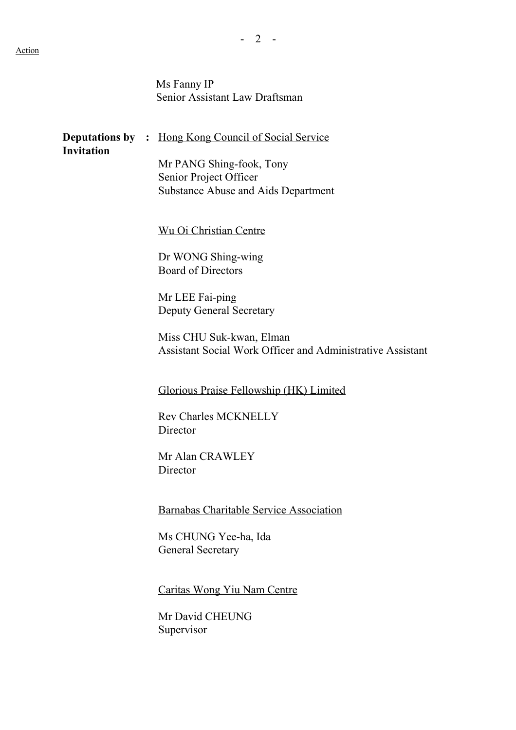Action

Ms Fanny IP
Senior Assistant Law Draftsman

**Deputations by Invitation** **:** Hong Kong Council of Social Service

Mr PANG Shing-fook, Tony
Senior Project Officer
Substance Abuse and Aids Department

Wu Oi Christian Centre

Dr WONG Shing-wing
Board of Directors

Mr LEE Fai-ping
Deputy General Secretary

Miss CHU Suk-kwan, Elman
Assistant Social Work Officer and Administrative Assistant

Glorious Praise Fellowship (HK) Limited

Rev Charles MCKNELLY
Director

Mr Alan CRAWLEY
Director

Barnabas Charitable Service Association

Ms CHUNG Yee-ha, Ida
General Secretary

Caritas Wong Yiu Nam Centre

Mr David CHEUNG
Supervisor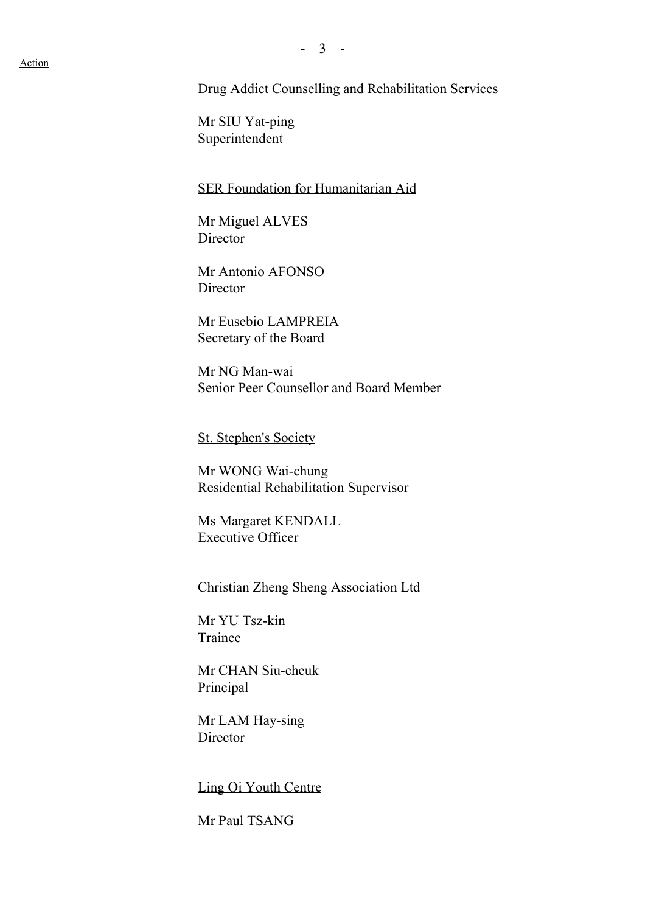Action

<u>Drug Addict Counselling and Rehabilitation Services</u>

Mr SIU Yat-ping
Superintendent

<u>SER Foundation for Humanitarian Aid</u>

Mr Miguel ALVES
Director

Mr Antonio AFONSO
Director

Mr Eusebio LAMPREIA
Secretary of the Board

Mr NG Man-wai
Senior Peer Counsellor and Board Member

<u>St. Stephen's Society</u>

Mr WONG Wai-chung
Residential Rehabilitation Supervisor

Ms Margaret KENDALL
Executive Officer

<u>Christian Zheng Sheng Association Ltd</u>

Mr YU Tsz-kin
Trainee

Mr CHAN Siu-cheuk
Principal

Mr LAM Hay-sing
Director

<u>Ling Oi Youth Centre</u>

Mr Paul TSANG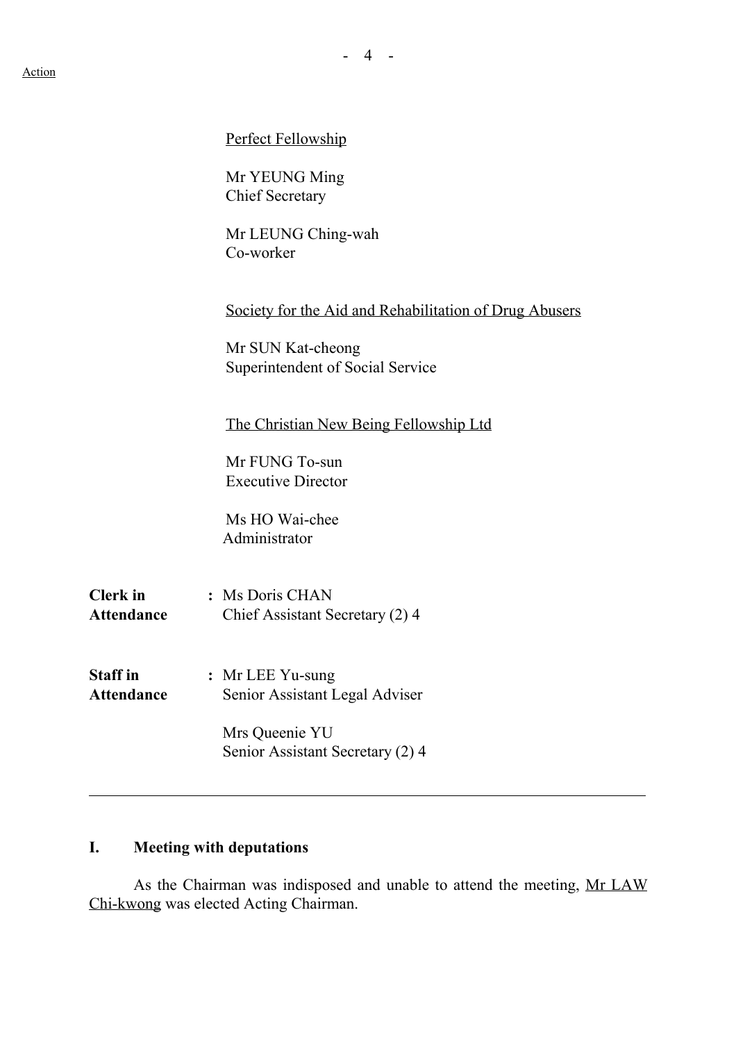Action

<u>Perfect Fellowship</u>

Mr YEUNG Ming
Chief Secretary

Mr LEUNG Ching-wah
Co-worker

<u>Society for the Aid and Rehabilitation of Drug Abusers</u>

Mr SUN Kat-cheong
Superintendent of Social Service

<u>The Christian New Being Fellowship Ltd</u>

Mr FUNG To-sun
Executive Director

Ms HO Wai-chee
Administrator

**Clerk in Attendance** : Ms Doris CHAN
Chief Assistant Secretary (2) 4

**Staff in Attendance** : Mr LEE Yu-sung
Senior Assistant Legal Adviser

Mrs Queenie YU
Senior Assistant Secretary (2) 4

---

## I. Meeting with deputations

As the Chairman was indisposed and unable to attend the meeting, <u>Mr LAW Chi-kwong</u> was elected Acting Chairman.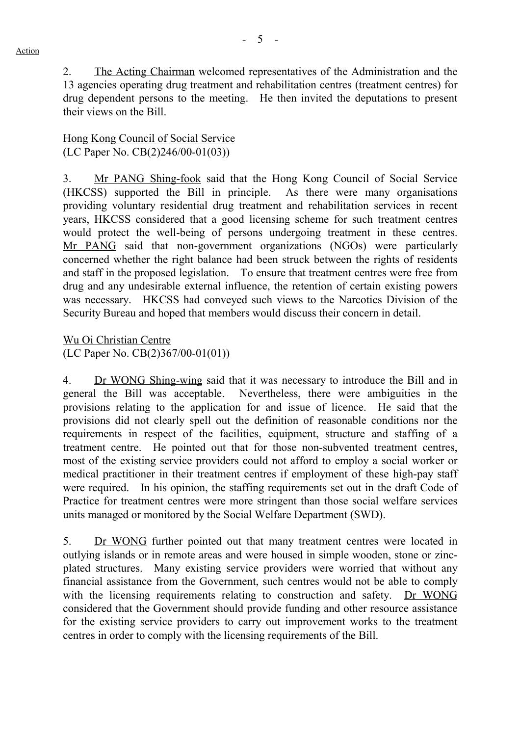Action

2. The Acting Chairman welcomed representatives of the Administration and the 13 agencies operating drug treatment and rehabilitation centres (treatment centres) for drug dependent persons to the meeting. He then invited the deputations to present their views on the Bill.

Hong Kong Council of Social Service
(LC Paper No. CB(2)246/00-01(03))

3. Mr PANG Shing-fook said that the Hong Kong Council of Social Service (HKCSS) supported the Bill in principle. As there were many organisations providing voluntary residential drug treatment and rehabilitation services in recent years, HKCSS considered that a good licensing scheme for such treatment centres would protect the well-being of persons undergoing treatment in these centres. Mr PANG said that non-government organizations (NGOs) were particularly concerned whether the right balance had been struck between the rights of residents and staff in the proposed legislation. To ensure that treatment centres were free from drug and any undesirable external influence, the retention of certain existing powers was necessary. HKCSS had conveyed such views to the Narcotics Division of the Security Bureau and hoped that members would discuss their concern in detail.

Wu Oi Christian Centre
(LC Paper No. CB(2)367/00-01(01))

4. Dr WONG Shing-wing said that it was necessary to introduce the Bill and in general the Bill was acceptable. Nevertheless, there were ambiguities in the provisions relating to the application for and issue of licence. He said that the provisions did not clearly spell out the definition of reasonable conditions nor the requirements in respect of the facilities, equipment, structure and staffing of a treatment centre. He pointed out that for those non-subvented treatment centres, most of the existing service providers could not afford to employ a social worker or medical practitioner in their treatment centres if employment of these high-pay staff were required. In his opinion, the staffing requirements set out in the draft Code of Practice for treatment centres were more stringent than those social welfare services units managed or monitored by the Social Welfare Department (SWD).

5. Dr WONG further pointed out that many treatment centres were located in outlying islands or in remote areas and were housed in simple wooden, stone or zinc-plated structures. Many existing service providers were worried that without any financial assistance from the Government, such centres would not be able to comply with the licensing requirements relating to construction and safety. Dr WONG considered that the Government should provide funding and other resource assistance for the existing service providers to carry out improvement works to the treatment centres in order to comply with the licensing requirements of the Bill.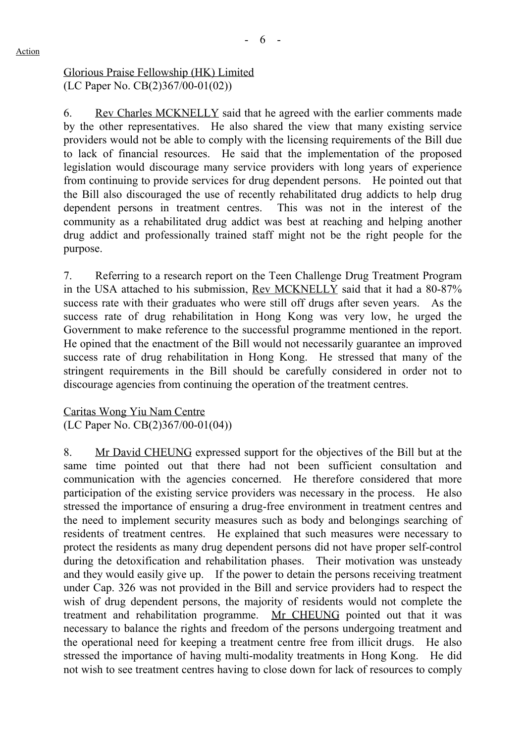Action

Glorious Praise Fellowship (HK) Limited
(LC Paper No. CB(2)367/00-01(02))

6. Rev Charles MCKNELLY said that he agreed with the earlier comments made by the other representatives. He also shared the view that many existing service providers would not be able to comply with the licensing requirements of the Bill due to lack of financial resources. He said that the implementation of the proposed legislation would discourage many service providers with long years of experience from continuing to provide services for drug dependent persons. He pointed out that the Bill also discouraged the use of recently rehabilitated drug addicts to help drug dependent persons in treatment centres. This was not in the interest of the community as a rehabilitated drug addict was best at reaching and helping another drug addict and professionally trained staff might not be the right people for the purpose.

7. Referring to a research report on the Teen Challenge Drug Treatment Program in the USA attached to his submission, Rev MCKNELLY said that it had a 80-87% success rate with their graduates who were still off drugs after seven years. As the success rate of drug rehabilitation in Hong Kong was very low, he urged the Government to make reference to the successful programme mentioned in the report. He opined that the enactment of the Bill would not necessarily guarantee an improved success rate of drug rehabilitation in Hong Kong. He stressed that many of the stringent requirements in the Bill should be carefully considered in order not to discourage agencies from continuing the operation of the treatment centres.

Caritas Wong Yiu Nam Centre
(LC Paper No. CB(2)367/00-01(04))

8. Mr David CHEUNG expressed support for the objectives of the Bill but at the same time pointed out that there had not been sufficient consultation and communication with the agencies concerned. He therefore considered that more participation of the existing service providers was necessary in the process. He also stressed the importance of ensuring a drug-free environment in treatment centres and the need to implement security measures such as body and belongings searching of residents of treatment centres. He explained that such measures were necessary to protect the residents as many drug dependent persons did not have proper self-control during the detoxification and rehabilitation phases. Their motivation was unsteady and they would easily give up. If the power to detain the persons receiving treatment under Cap. 326 was not provided in the Bill and service providers had to respect the wish of drug dependent persons, the majority of residents would not complete the treatment and rehabilitation programme. Mr CHEUNG pointed out that it was necessary to balance the rights and freedom of the persons undergoing treatment and the operational need for keeping a treatment centre free from illicit drugs. He also stressed the importance of having multi-modality treatments in Hong Kong. He did not wish to see treatment centres having to close down for lack of resources to comply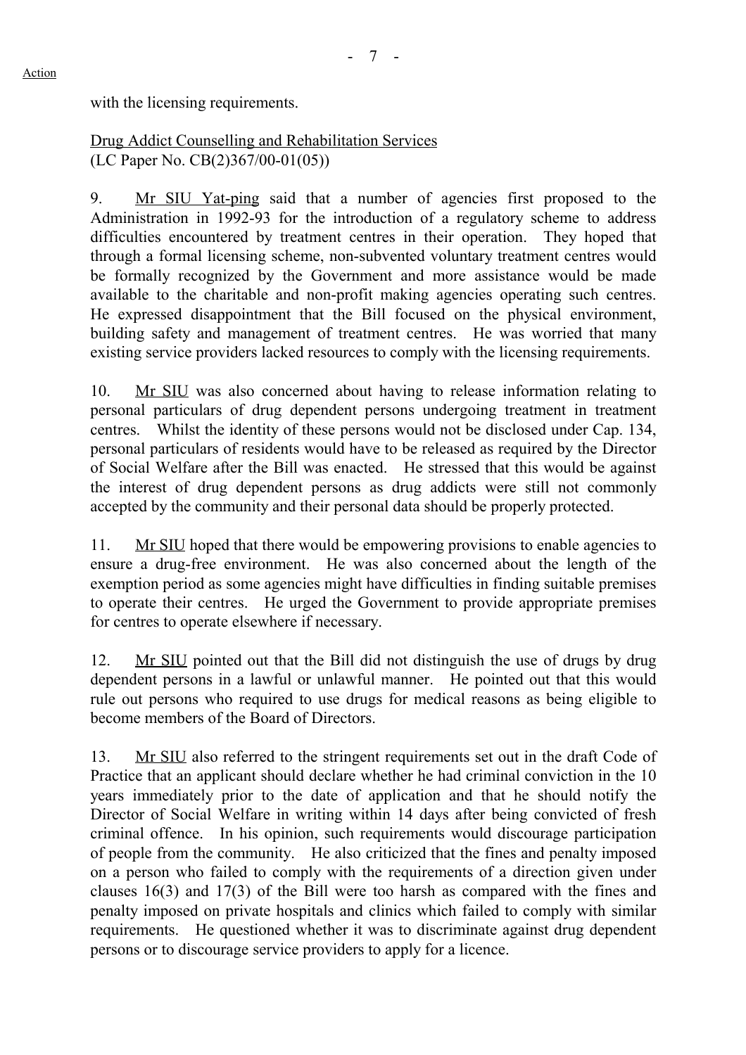with the licensing requirements.

Drug Addict Counselling and Rehabilitation Services
(LC Paper No. CB(2)367/00-01(05))

9. Mr SIU Yat-ping said that a number of agencies first proposed to the Administration in 1992-93 for the introduction of a regulatory scheme to address difficulties encountered by treatment centres in their operation. They hoped that through a formal licensing scheme, non-subvented voluntary treatment centres would be formally recognized by the Government and more assistance would be made available to the charitable and non-profit making agencies operating such centres. He expressed disappointment that the Bill focused on the physical environment, building safety and management of treatment centres. He was worried that many existing service providers lacked resources to comply with the licensing requirements.

10. Mr SIU was also concerned about having to release information relating to personal particulars of drug dependent persons undergoing treatment in treatment centres. Whilst the identity of these persons would not be disclosed under Cap. 134, personal particulars of residents would have to be released as required by the Director of Social Welfare after the Bill was enacted. He stressed that this would be against the interest of drug dependent persons as drug addicts were still not commonly accepted by the community and their personal data should be properly protected.

11. Mr SIU hoped that there would be empowering provisions to enable agencies to ensure a drug-free environment. He was also concerned about the length of the exemption period as some agencies might have difficulties in finding suitable premises to operate their centres. He urged the Government to provide appropriate premises for centres to operate elsewhere if necessary.

12. Mr SIU pointed out that the Bill did not distinguish the use of drugs by drug dependent persons in a lawful or unlawful manner. He pointed out that this would rule out persons who required to use drugs for medical reasons as being eligible to become members of the Board of Directors.

13. Mr SIU also referred to the stringent requirements set out in the draft Code of Practice that an applicant should declare whether he had criminal conviction in the 10 years immediately prior to the date of application and that he should notify the Director of Social Welfare in writing within 14 days after being convicted of fresh criminal offence. In his opinion, such requirements would discourage participation of people from the community. He also criticized that the fines and penalty imposed on a person who failed to comply with the requirements of a direction given under clauses 16(3) and 17(3) of the Bill were too harsh as compared with the fines and penalty imposed on private hospitals and clinics which failed to comply with similar requirements. He questioned whether it was to discriminate against drug dependent persons or to discourage service providers to apply for a licence.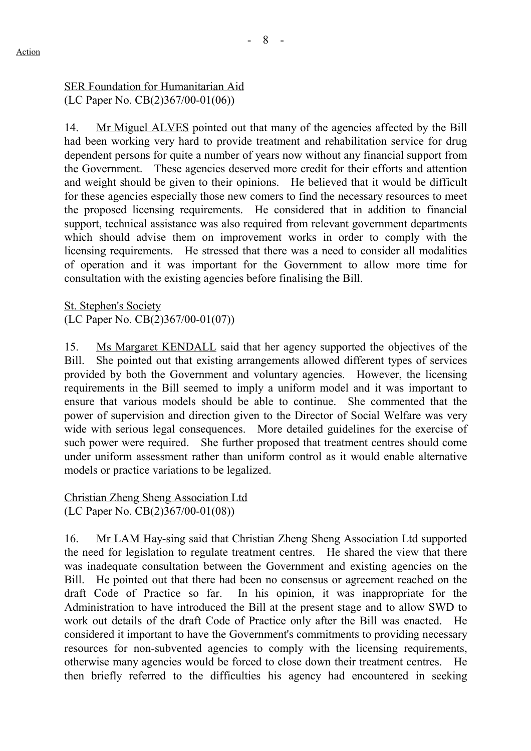SER Foundation for Humanitarian Aid
(LC Paper No. CB(2)367/00-01(06))

14. Mr Miguel ALVES pointed out that many of the agencies affected by the Bill had been working very hard to provide treatment and rehabilitation service for drug dependent persons for quite a number of years now without any financial support from the Government. These agencies deserved more credit for their efforts and attention and weight should be given to their opinions. He believed that it would be difficult for these agencies especially those new comers to find the necessary resources to meet the proposed licensing requirements. He considered that in addition to financial support, technical assistance was also required from relevant government departments which should advise them on improvement works in order to comply with the licensing requirements. He stressed that there was a need to consider all modalities of operation and it was important for the Government to allow more time for consultation with the existing agencies before finalising the Bill.

St. Stephen's Society
(LC Paper No. CB(2)367/00-01(07))

15. Ms Margaret KENDALL said that her agency supported the objectives of the Bill. She pointed out that existing arrangements allowed different types of services provided by both the Government and voluntary agencies. However, the licensing requirements in the Bill seemed to imply a uniform model and it was important to ensure that various models should be able to continue. She commented that the power of supervision and direction given to the Director of Social Welfare was very wide with serious legal consequences. More detailed guidelines for the exercise of such power were required. She further proposed that treatment centres should come under uniform assessment rather than uniform control as it would enable alternative models or practice variations to be legalized.

Christian Zheng Sheng Association Ltd
(LC Paper No. CB(2)367/00-01(08))

16. Mr LAM Hay-sing said that Christian Zheng Sheng Association Ltd supported the need for legislation to regulate treatment centres. He shared the view that there was inadequate consultation between the Government and existing agencies on the Bill. He pointed out that there had been no consensus or agreement reached on the draft Code of Practice so far. In his opinion, it was inappropriate for the Administration to have introduced the Bill at the present stage and to allow SWD to work out details of the draft Code of Practice only after the Bill was enacted. He considered it important to have the Government's commitments to providing necessary resources for non-subvented agencies to comply with the licensing requirements, otherwise many agencies would be forced to close down their treatment centres. He then briefly referred to the difficulties his agency had encountered in seeking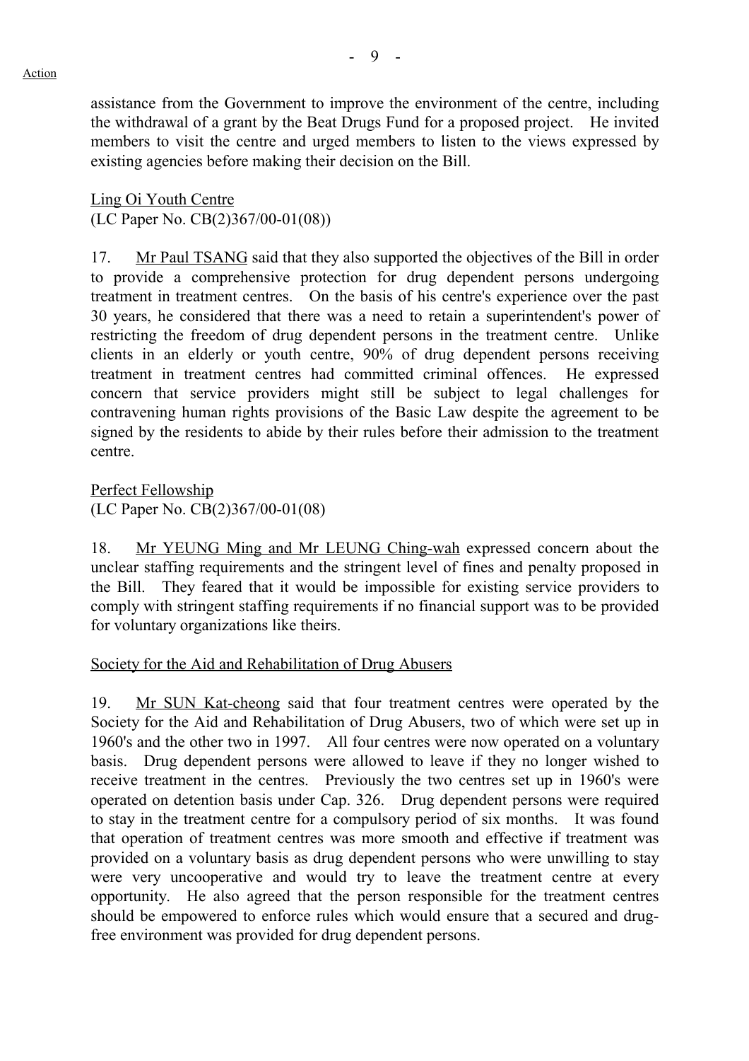assistance from the Government to improve the environment of the centre, including the withdrawal of a grant by the Beat Drugs Fund for a proposed project. He invited members to visit the centre and urged members to listen to the views expressed by existing agencies before making their decision on the Bill.

<u>Ling Oi Youth Centre</u>
(LC Paper No. CB(2)367/00-01(08))

17. <u>Mr Paul TSANG</u> said that they also supported the objectives of the Bill in order to provide a comprehensive protection for drug dependent persons undergoing treatment in treatment centres. On the basis of his centre's experience over the past 30 years, he considered that there was a need to retain a superintendent's power of restricting the freedom of drug dependent persons in the treatment centre. Unlike clients in an elderly or youth centre, 90% of drug dependent persons receiving treatment in treatment centres had committed criminal offences. He expressed concern that service providers might still be subject to legal challenges for contravening human rights provisions of the Basic Law despite the agreement to be signed by the residents to abide by their rules before their admission to the treatment centre.

<u>Perfect Fellowship</u>
(LC Paper No. CB(2)367/00-01(08)

18. <u>Mr YEUNG Ming and Mr LEUNG Ching-wah</u> expressed concern about the unclear staffing requirements and the stringent level of fines and penalty proposed in the Bill. They feared that it would be impossible for existing service providers to comply with stringent staffing requirements if no financial support was to be provided for voluntary organizations like theirs.

<u>Society for the Aid and Rehabilitation of Drug Abusers</u>

19. <u>Mr SUN Kat-cheong</u> said that four treatment centres were operated by the Society for the Aid and Rehabilitation of Drug Abusers, two of which were set up in 1960's and the other two in 1997. All four centres were now operated on a voluntary basis. Drug dependent persons were allowed to leave if they no longer wished to receive treatment in the centres. Previously the two centres set up in 1960's were operated on detention basis under Cap. 326. Drug dependent persons were required to stay in the treatment centre for a compulsory period of six months. It was found that operation of treatment centres was more smooth and effective if treatment was provided on a voluntary basis as drug dependent persons who were unwilling to stay were very uncooperative and would try to leave the treatment centre at every opportunity. He also agreed that the person responsible for the treatment centres should be empowered to enforce rules which would ensure that a secured and drug-free environment was provided for drug dependent persons.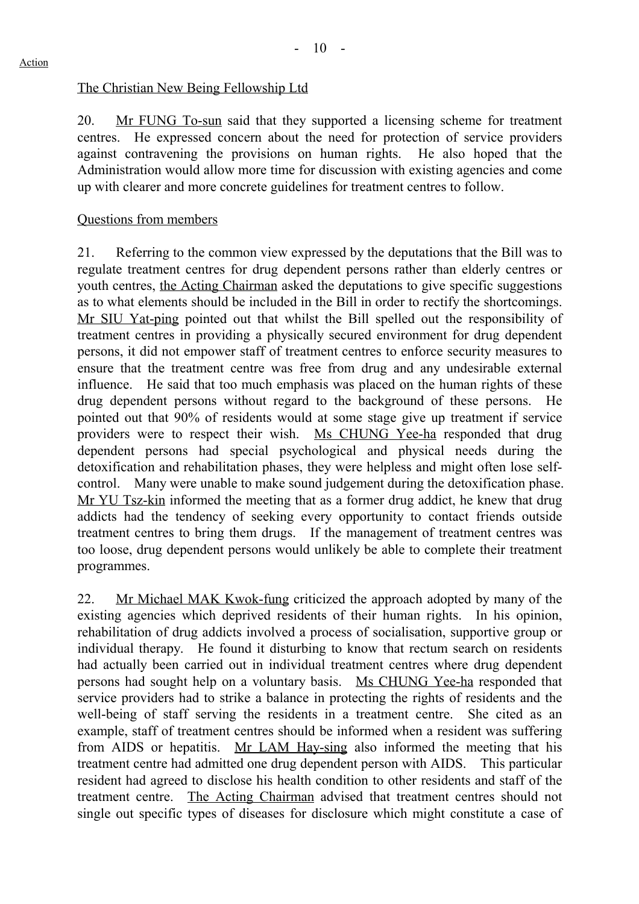Action

The Christian New Being Fellowship Ltd

20. Mr FUNG To-sun said that they supported a licensing scheme for treatment centres. He expressed concern about the need for protection of service providers against contravening the provisions on human rights. He also hoped that the Administration would allow more time for discussion with existing agencies and come up with clearer and more concrete guidelines for treatment centres to follow.

Questions from members

21. Referring to the common view expressed by the deputations that the Bill was to regulate treatment centres for drug dependent persons rather than elderly centres or youth centres, the Acting Chairman asked the deputations to give specific suggestions as to what elements should be included in the Bill in order to rectify the shortcomings. Mr SIU Yat-ping pointed out that whilst the Bill spelled out the responsibility of treatment centres in providing a physically secured environment for drug dependent persons, it did not empower staff of treatment centres to enforce security measures to ensure that the treatment centre was free from drug and any undesirable external influence. He said that too much emphasis was placed on the human rights of these drug dependent persons without regard to the background of these persons. He pointed out that 90% of residents would at some stage give up treatment if service providers were to respect their wish. Ms CHUNG Yee-ha responded that drug dependent persons had special psychological and physical needs during the detoxification and rehabilitation phases, they were helpless and might often lose self-control. Many were unable to make sound judgement during the detoxification phase. Mr YU Tsz-kin informed the meeting that as a former drug addict, he knew that drug addicts had the tendency of seeking every opportunity to contact friends outside treatment centres to bring them drugs. If the management of treatment centres was too loose, drug dependent persons would unlikely be able to complete their treatment programmes.

22. Mr Michael MAK Kwok-fung criticized the approach adopted by many of the existing agencies which deprived residents of their human rights. In his opinion, rehabilitation of drug addicts involved a process of socialisation, supportive group or individual therapy. He found it disturbing to know that rectum search on residents had actually been carried out in individual treatment centres where drug dependent persons had sought help on a voluntary basis. Ms CHUNG Yee-ha responded that service providers had to strike a balance in protecting the rights of residents and the well-being of staff serving the residents in a treatment centre. She cited as an example, staff of treatment centres should be informed when a resident was suffering from AIDS or hepatitis. Mr LAM Hay-sing also informed the meeting that his treatment centre had admitted one drug dependent person with AIDS. This particular resident had agreed to disclose his health condition to other residents and staff of the treatment centre. The Acting Chairman advised that treatment centres should not single out specific types of diseases for disclosure which might constitute a case of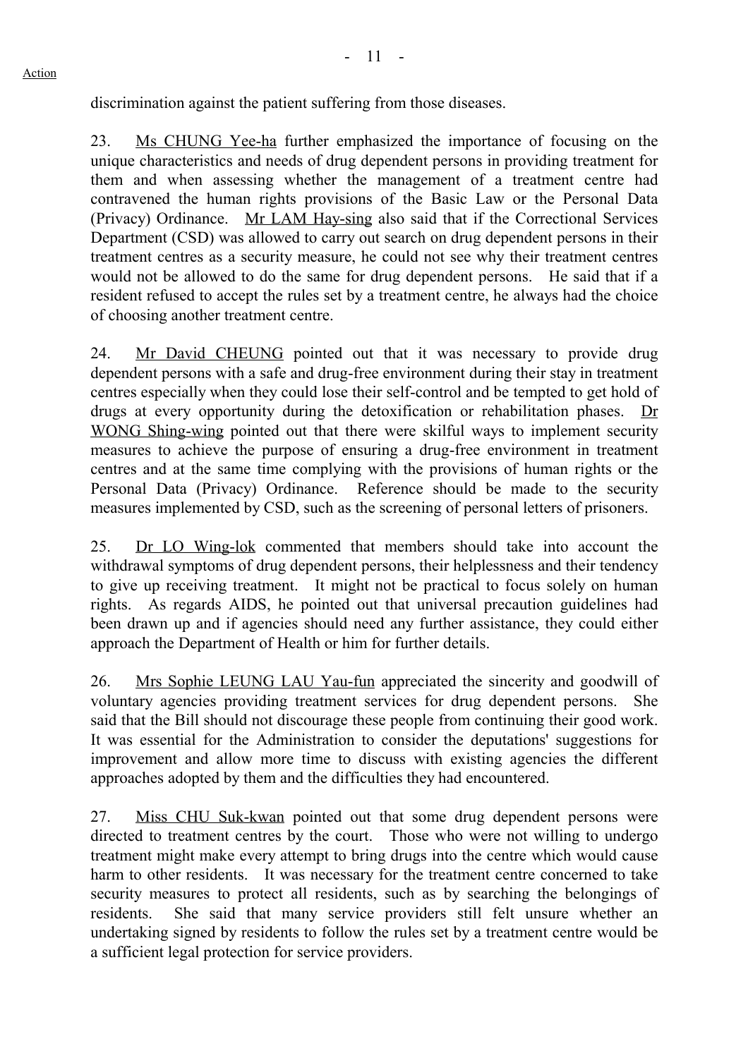discrimination against the patient suffering from those diseases.

23. Ms CHUNG Yee-ha further emphasized the importance of focusing on the unique characteristics and needs of drug dependent persons in providing treatment for them and when assessing whether the management of a treatment centre had contravened the human rights provisions of the Basic Law or the Personal Data (Privacy) Ordinance. Mr LAM Hay-sing also said that if the Correctional Services Department (CSD) was allowed to carry out search on drug dependent persons in their treatment centres as a security measure, he could not see why their treatment centres would not be allowed to do the same for drug dependent persons. He said that if a resident refused to accept the rules set by a treatment centre, he always had the choice of choosing another treatment centre.

24. Mr David CHEUNG pointed out that it was necessary to provide drug dependent persons with a safe and drug-free environment during their stay in treatment centres especially when they could lose their self-control and be tempted to get hold of drugs at every opportunity during the detoxification or rehabilitation phases. Dr WONG Shing-wing pointed out that there were skilful ways to implement security measures to achieve the purpose of ensuring a drug-free environment in treatment centres and at the same time complying with the provisions of human rights or the Personal Data (Privacy) Ordinance. Reference should be made to the security measures implemented by CSD, such as the screening of personal letters of prisoners.

25. Dr LO Wing-lok commented that members should take into account the withdrawal symptoms of drug dependent persons, their helplessness and their tendency to give up receiving treatment. It might not be practical to focus solely on human rights. As regards AIDS, he pointed out that universal precaution guidelines had been drawn up and if agencies should need any further assistance, they could either approach the Department of Health or him for further details.

26. Mrs Sophie LEUNG LAU Yau-fun appreciated the sincerity and goodwill of voluntary agencies providing treatment services for drug dependent persons. She said that the Bill should not discourage these people from continuing their good work. It was essential for the Administration to consider the deputations' suggestions for improvement and allow more time to discuss with existing agencies the different approaches adopted by them and the difficulties they had encountered.

27. Miss CHU Suk-kwan pointed out that some drug dependent persons were directed to treatment centres by the court. Those who were not willing to undergo treatment might make every attempt to bring drugs into the centre which would cause harm to other residents. It was necessary for the treatment centre concerned to take security measures to protect all residents, such as by searching the belongings of residents. She said that many service providers still felt unsure whether an undertaking signed by residents to follow the rules set by a treatment centre would be a sufficient legal protection for service providers.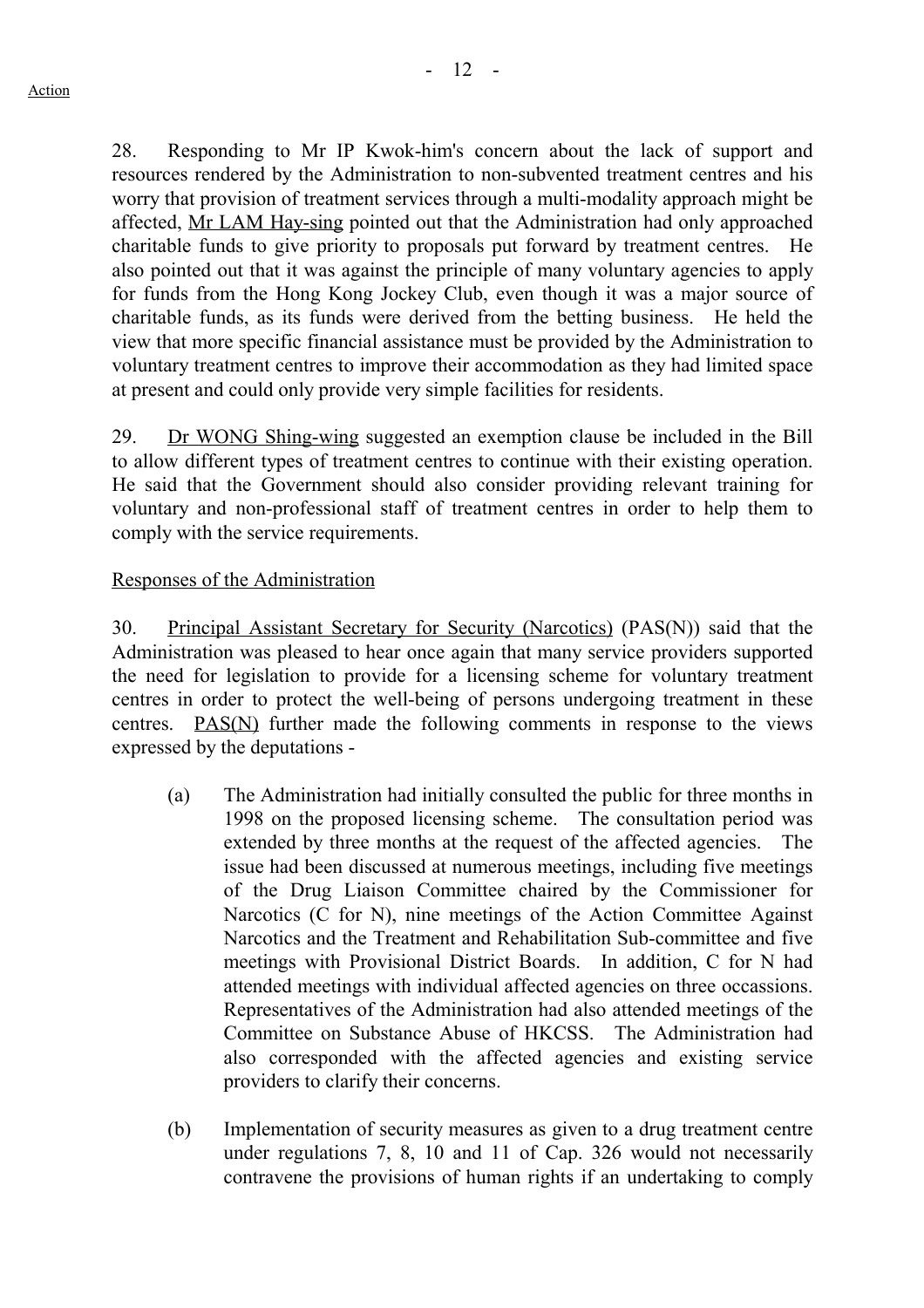28. Responding to Mr IP Kwok-him's concern about the lack of support and resources rendered by the Administration to non-subvented treatment centres and his worry that provision of treatment services through a multi-modality approach might be affected, Mr LAM Hay-sing pointed out that the Administration had only approached charitable funds to give priority to proposals put forward by treatment centres. He also pointed out that it was against the principle of many voluntary agencies to apply for funds from the Hong Kong Jockey Club, even though it was a major source of charitable funds, as its funds were derived from the betting business. He held the view that more specific financial assistance must be provided by the Administration to voluntary treatment centres to improve their accommodation as they had limited space at present and could only provide very simple facilities for residents.

29. Dr WONG Shing-wing suggested an exemption clause be included in the Bill to allow different types of treatment centres to continue with their existing operation. He said that the Government should also consider providing relevant training for voluntary and non-professional staff of treatment centres in order to help them to comply with the service requirements.

Responses of the Administration

30. Principal Assistant Secretary for Security (Narcotics) (PAS(N)) said that the Administration was pleased to hear once again that many service providers supported the need for legislation to provide for a licensing scheme for voluntary treatment centres in order to protect the well-being of persons undergoing treatment in these centres. PAS(N) further made the following comments in response to the views expressed by the deputations -

(a) The Administration had initially consulted the public for three months in 1998 on the proposed licensing scheme. The consultation period was extended by three months at the request of the affected agencies. The issue had been discussed at numerous meetings, including five meetings of the Drug Liaison Committee chaired by the Commissioner for Narcotics (C for N), nine meetings of the Action Committee Against Narcotics and the Treatment and Rehabilitation Sub-committee and five meetings with Provisional District Boards. In addition, C for N had attended meetings with individual affected agencies on three occassions. Representatives of the Administration had also attended meetings of the Committee on Substance Abuse of HKCSS. The Administration had also corresponded with the affected agencies and existing service providers to clarify their concerns.

(b) Implementation of security measures as given to a drug treatment centre under regulations 7, 8, 10 and 11 of Cap. 326 would not necessarily contravene the provisions of human rights if an undertaking to comply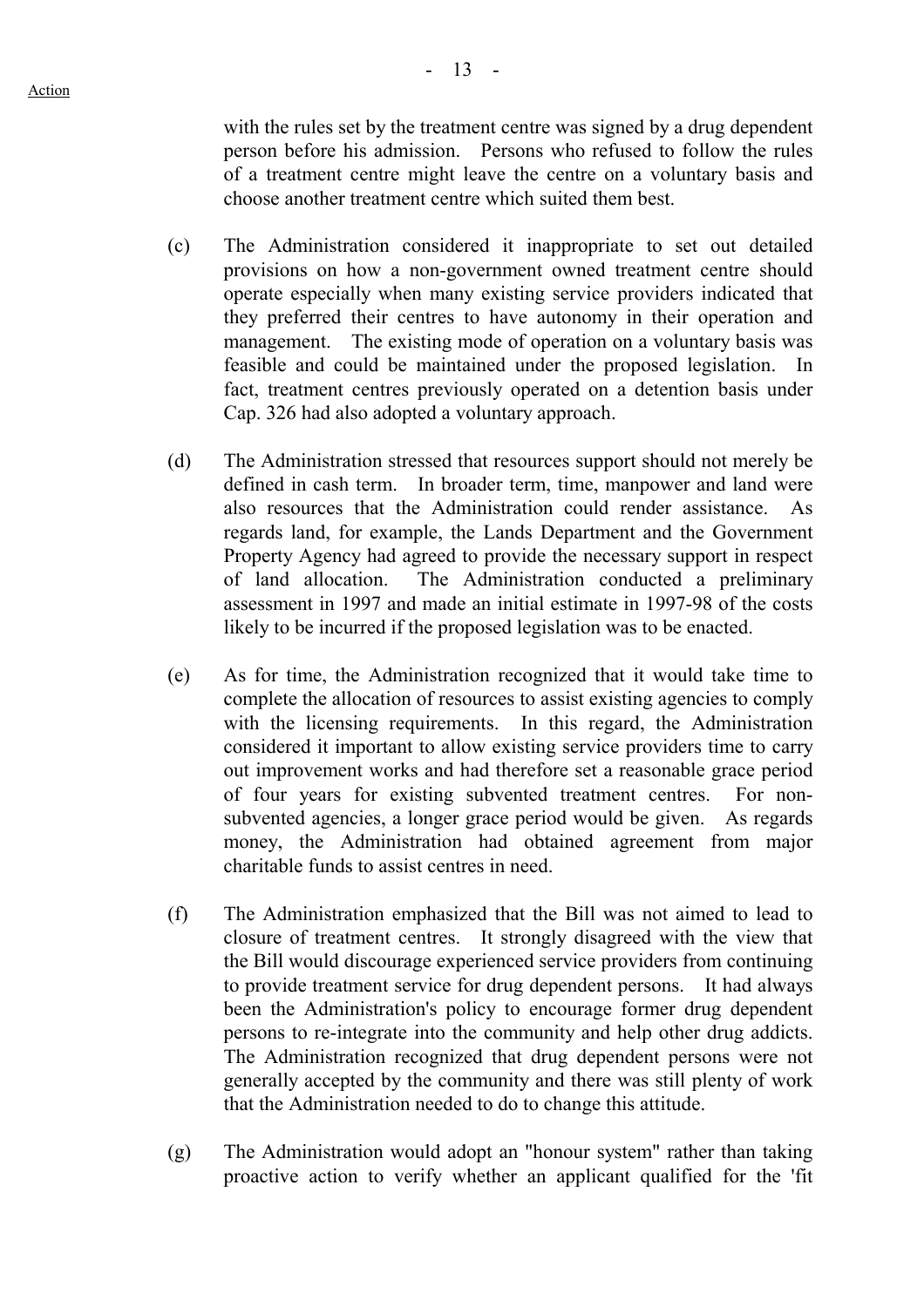with the rules set by the treatment centre was signed by a drug dependent person before his admission. Persons who refused to follow the rules of a treatment centre might leave the centre on a voluntary basis and choose another treatment centre which suited them best.

(c) The Administration considered it inappropriate to set out detailed provisions on how a non-government owned treatment centre should operate especially when many existing service providers indicated that they preferred their centres to have autonomy in their operation and management. The existing mode of operation on a voluntary basis was feasible and could be maintained under the proposed legislation. In fact, treatment centres previously operated on a detention basis under Cap. 326 had also adopted a voluntary approach.

(d) The Administration stressed that resources support should not merely be defined in cash term. In broader term, time, manpower and land were also resources that the Administration could render assistance. As regards land, for example, the Lands Department and the Government Property Agency had agreed to provide the necessary support in respect of land allocation. The Administration conducted a preliminary assessment in 1997 and made an initial estimate in 1997-98 of the costs likely to be incurred if the proposed legislation was to be enacted.

(e) As for time, the Administration recognized that it would take time to complete the allocation of resources to assist existing agencies to comply with the licensing requirements. In this regard, the Administration considered it important to allow existing service providers time to carry out improvement works and had therefore set a reasonable grace period of four years for existing subvented treatment centres. For non-subvented agencies, a longer grace period would be given. As regards money, the Administration had obtained agreement from major charitable funds to assist centres in need.

(f) The Administration emphasized that the Bill was not aimed to lead to closure of treatment centres. It strongly disagreed with the view that the Bill would discourage experienced service providers from continuing to provide treatment service for drug dependent persons. It had always been the Administration's policy to encourage former drug dependent persons to re-integrate into the community and help other drug addicts. The Administration recognized that drug dependent persons were not generally accepted by the community and there was still plenty of work that the Administration needed to do to change this attitude.

(g) The Administration would adopt an "honour system" rather than taking proactive action to verify whether an applicant qualified for the 'fit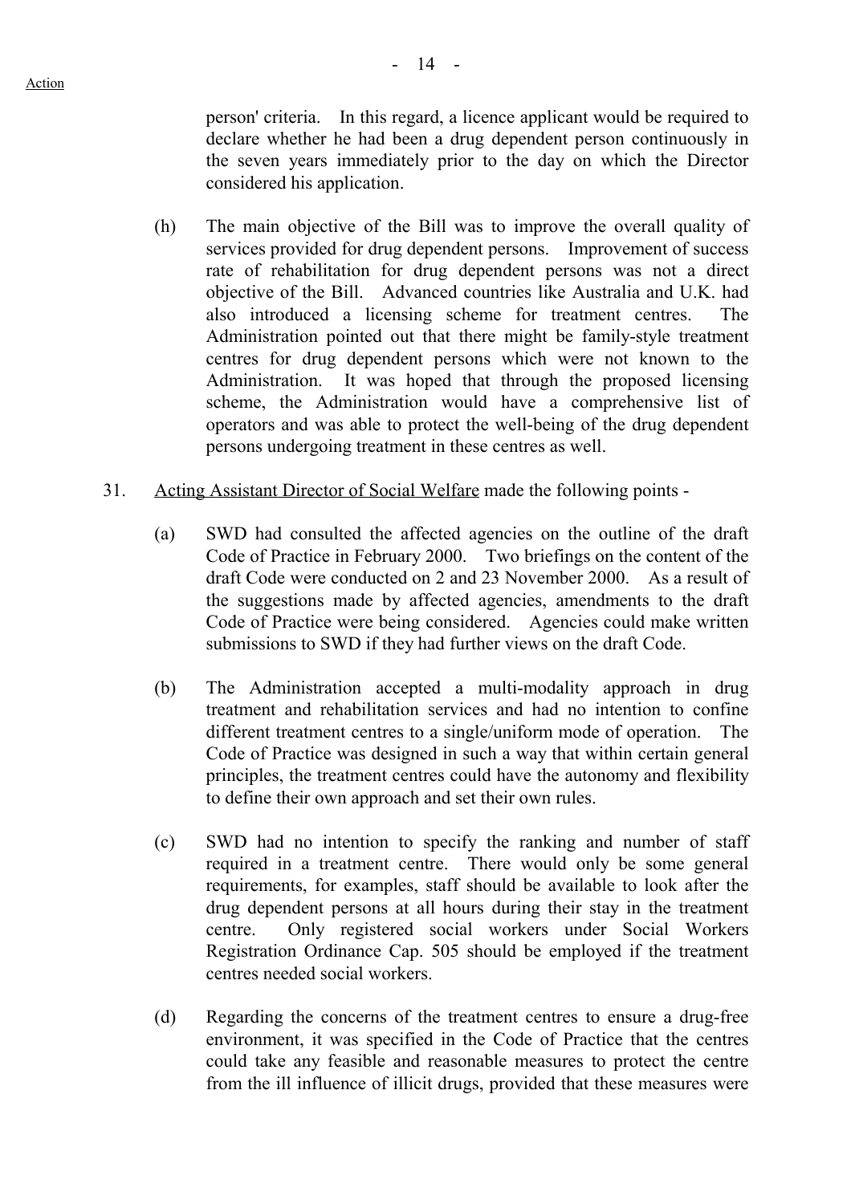person' criteria. In this regard, a licence applicant would be required to declare whether he had been a drug dependent person continuously in the seven years immediately prior to the day on which the Director considered his application.

(h) The main objective of the Bill was to improve the overall quality of services provided for drug dependent persons. Improvement of success rate of rehabilitation for drug dependent persons was not a direct objective of the Bill. Advanced countries like Australia and U.K. had also introduced a licensing scheme for treatment centres. The Administration pointed out that there might be family-style treatment centres for drug dependent persons which were not known to the Administration. It was hoped that through the proposed licensing scheme, the Administration would have a comprehensive list of operators and was able to protect the well-being of the drug dependent persons undergoing treatment in these centres as well.

31. Acting Assistant Director of Social Welfare made the following points -

(a) SWD had consulted the affected agencies on the outline of the draft Code of Practice in February 2000. Two briefings on the content of the draft Code were conducted on 2 and 23 November 2000. As a result of the suggestions made by affected agencies, amendments to the draft Code of Practice were being considered. Agencies could make written submissions to SWD if they had further views on the draft Code.

(b) The Administration accepted a multi-modality approach in drug treatment and rehabilitation services and had no intention to confine different treatment centres to a single/uniform mode of operation. The Code of Practice was designed in such a way that within certain general principles, the treatment centres could have the autonomy and flexibility to define their own approach and set their own rules.

(c) SWD had no intention to specify the ranking and number of staff required in a treatment centre. There would only be some general requirements, for examples, staff should be available to look after the drug dependent persons at all hours during their stay in the treatment centre. Only registered social workers under Social Workers Registration Ordinance Cap. 505 should be employed if the treatment centres needed social workers.

(d) Regarding the concerns of the treatment centres to ensure a drug-free environment, it was specified in the Code of Practice that the centres could take any feasible and reasonable measures to protect the centre from the ill influence of illicit drugs, provided that these measures were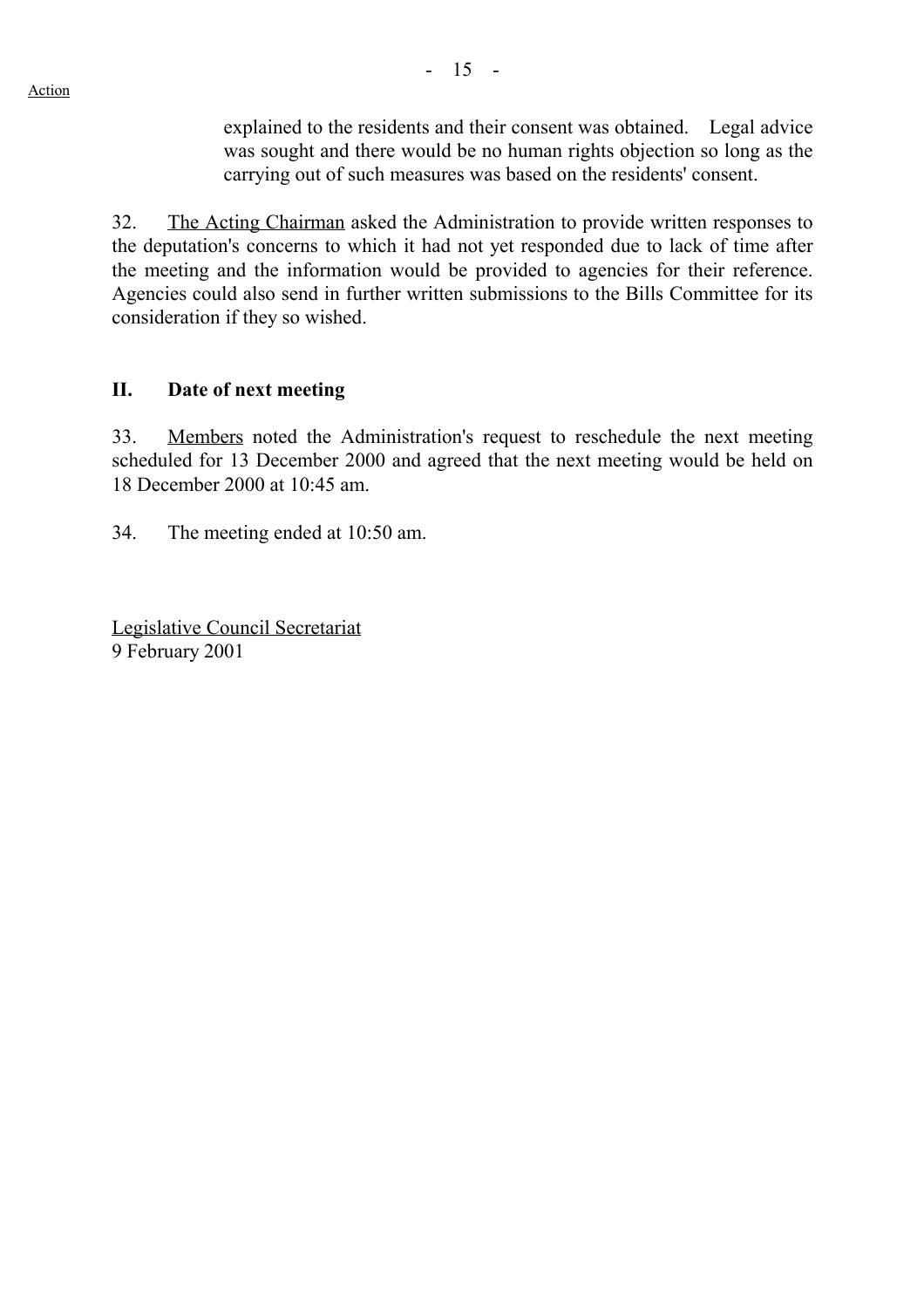Action

explained to the residents and their consent was obtained. Legal advice was sought and there would be no human rights objection so long as the carrying out of such measures was based on the residents' consent.

32. The Acting Chairman asked the Administration to provide written responses to the deputation's concerns to which it had not yet responded due to lack of time after the meeting and the information would be provided to agencies for their reference. Agencies could also send in further written submissions to the Bills Committee for its consideration if they so wished.

## II. Date of next meeting

33. Members noted the Administration's request to reschedule the next meeting scheduled for 13 December 2000 and agreed that the next meeting would be held on 18 December 2000 at 10:45 am.

34. The meeting ended at 10:50 am.

Legislative Council Secretariat
9 February 2001